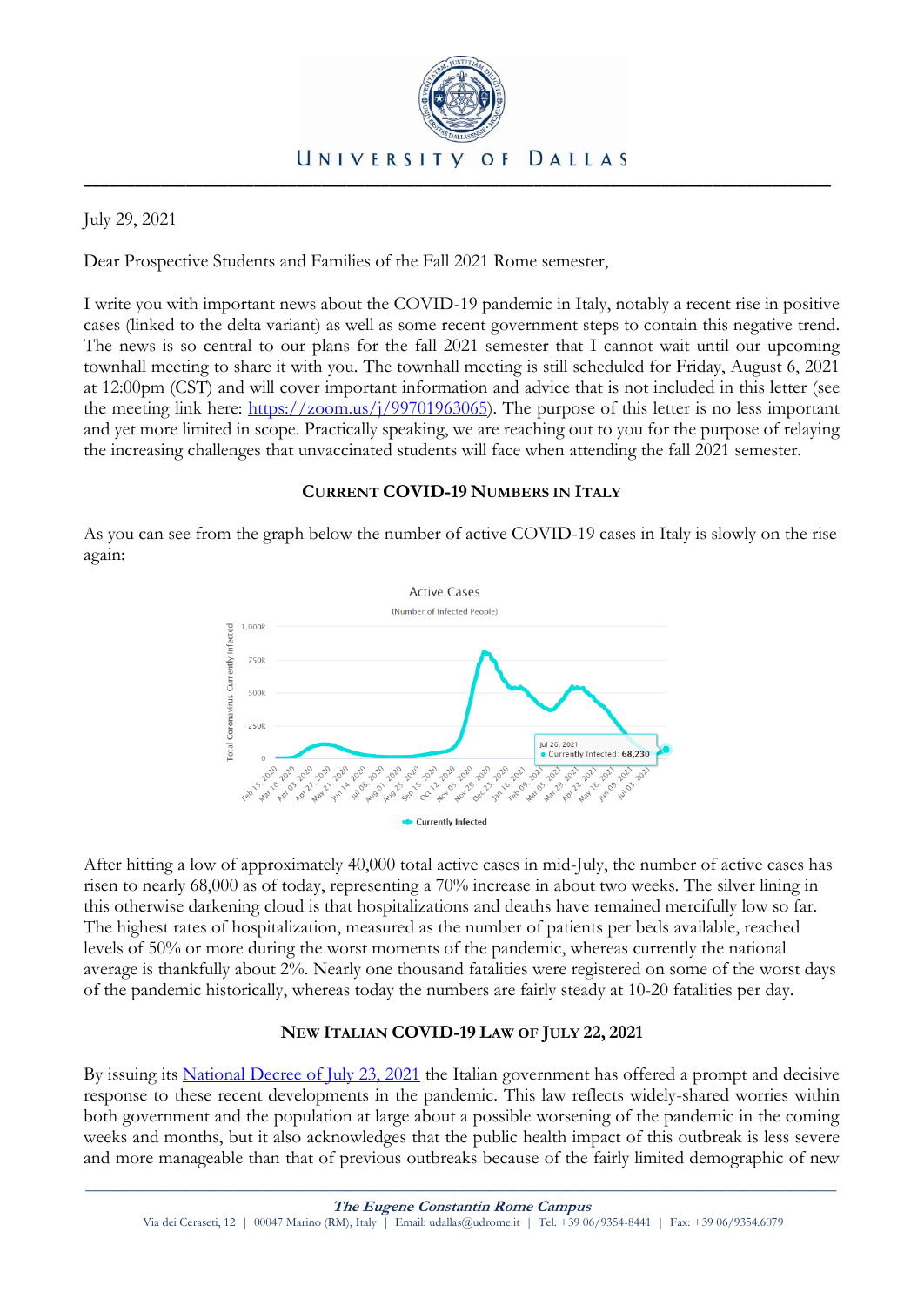July 29, 2021

Dear Prospective Students and Families of the Fall 2021 Rome semester,

I write you with important news about the COVID-19 pandemic in Italy, notably a recent rise in positive cases (linked to the delta variant) as well as some recent government steps to contain this negative trend. The news is so central to our plans for the fall 2021 semester that I cannot wait until our upcoming townhall meeting to share it with you. The townhall meeting is still scheduled for Friday, August 6, 2021 at 12:00pm (CST) and will cover important information and advice that is not included in this letter (see the meeting link here: [https://zoom.us/j/99701963065](https://zoom.us/j/99701963065)). The purpose of this letter is no less important and yet more limited in scope. Practically speaking, we are reaching out to you for the purpose of relaying the increasing challenges that unvaccinated students will face when attending the fall 2021 semester.

## CURRENT COVID-19 NUMBERS IN ITALY

As you can see from the graph below the number of active COVID-19 cases in Italy is slowly on the rise again:

After hitting a low of approximately 40,000 total active cases in mid-July, the number of active cases has risen to nearly 68,000 as of today, representing a 70% increase in about two weeks. The silver lining in this otherwise darkening cloud is that hospitalizations and deaths have remained mercifully low so far. The highest rates of hospitalization, measured as the number of patients per beds available, reached levels of 50% or more during the worst moments of the pandemic, whereas currently the national average is thankfully about 2%. Nearly one thousand fatalities were registered on some of the worst days of the pandemic historically, whereas today the numbers are fairly steady at 10-20 fatalities per day.

## NEW ITALIAN COVID-19 LAW OF JULY 22, 2021

By issuing its [National Decree of July 23, 2021](#) the Italian government has offered a prompt and decisive response to these recent developments in the pandemic. This law reflects widely-shared worries within both government and the population at large about a possible worsening of the pandemic in the coming weeks and months, but it also acknowledges that the public health impact of this outbreak is less severe and more manageable than that of previous outbreaks because of the fairly limited demographic of new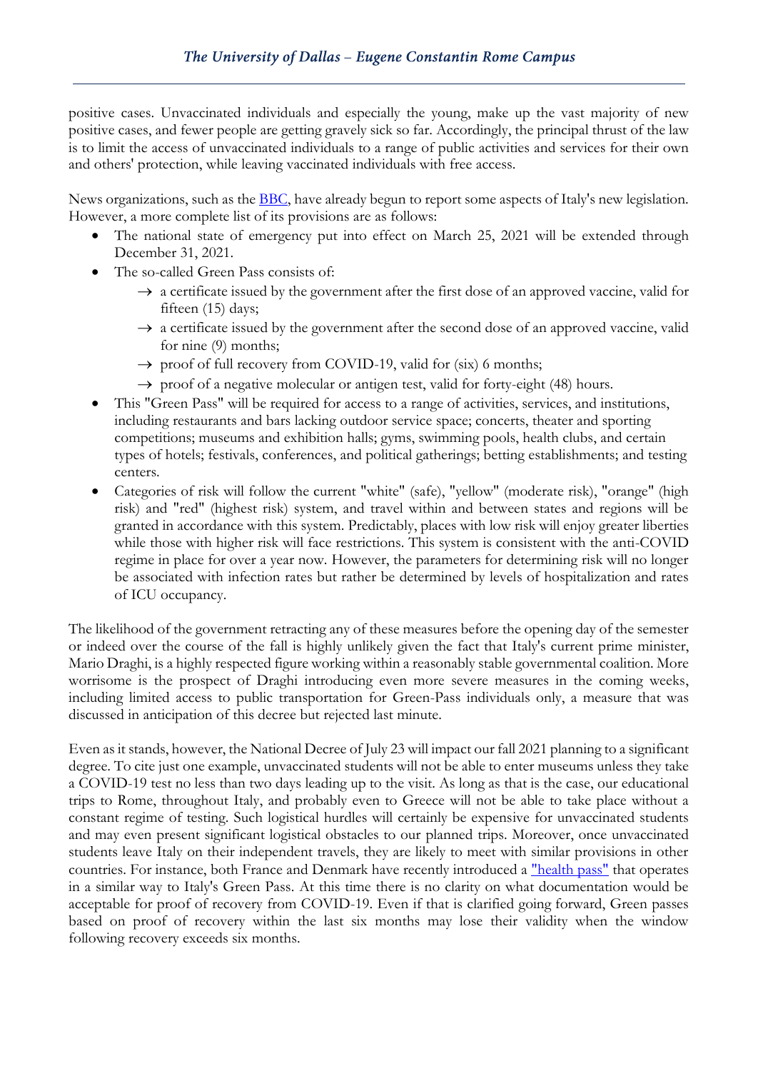positive cases. Unvaccinated individuals and especially the young, make up the vast majority of new positive cases, and fewer people are getting gravely sick so far. Accordingly, the principal thrust of the law is to limit the access of unvaccinated individuals to a range of public activities and services for their own and others' protection, while leaving vaccinated individuals with free access.

News organizations, such as the BBC, have already begun to report some aspects of Italy's new legislation. However, a more complete list of its provisions are as follows:

- The national state of emergency put into effect on March 25, 2021 will be extended through December 31, 2021.
- The so-called Green Pass consists of:
  - → a certificate issued by the government after the first dose of an approved vaccine, valid for fifteen (15) days;
  - → a certificate issued by the government after the second dose of an approved vaccine, valid for nine (9) months;
  - → proof of full recovery from COVID-19, valid for (six) 6 months;
  - → proof of a negative molecular or antigen test, valid for forty-eight (48) hours.
- This "Green Pass" will be required for access to a range of activities, services, and institutions, including restaurants and bars lacking outdoor service space; concerts, theater and sporting competitions; museums and exhibition halls; gyms, swimming pools, health clubs, and certain types of hotels; festivals, conferences, and political gatherings; betting establishments; and testing centers.
- Categories of risk will follow the current "white" (safe), "yellow" (moderate risk), "orange" (high risk) and "red" (highest risk) system, and travel within and between states and regions will be granted in accordance with this system. Predictably, places with low risk will enjoy greater liberties while those with higher risk will face restrictions. This system is consistent with the anti-COVID regime in place for over a year now. However, the parameters for determining risk will no longer be associated with infection rates but rather be determined by levels of hospitalization and rates of ICU occupancy.

The likelihood of the government retracting any of these measures before the opening day of the semester or indeed over the course of the fall is highly unlikely given the fact that Italy's current prime minister, Mario Draghi, is a highly respected figure working within a reasonably stable governmental coalition. More worrisome is the prospect of Draghi introducing even more severe measures in the coming weeks, including limited access to public transportation for Green-Pass individuals only, a measure that was discussed in anticipation of this decree but rejected last minute.

Even as it stands, however, the National Decree of July 23 will impact our fall 2021 planning to a significant degree. To cite just one example, unvaccinated students will not be able to enter museums unless they take a COVID-19 test no less than two days leading up to the visit. As long as that is the case, our educational trips to Rome, throughout Italy, and probably even to Greece will not be able to take place without a constant regime of testing. Such logistical hurdles will certainly be expensive for unvaccinated students and may even present significant logistical obstacles to our planned trips. Moreover, once unvaccinated students leave Italy on their independent travels, they are likely to meet with similar provisions in other countries. For instance, both France and Denmark have recently introduced a "health pass" that operates in a similar way to Italy's Green Pass. At this time there is no clarity on what documentation would be acceptable for proof of recovery from COVID-19. Even if that is clarified going forward, Green passes based on proof of recovery within the last six months may lose their validity when the window following recovery exceeds six months.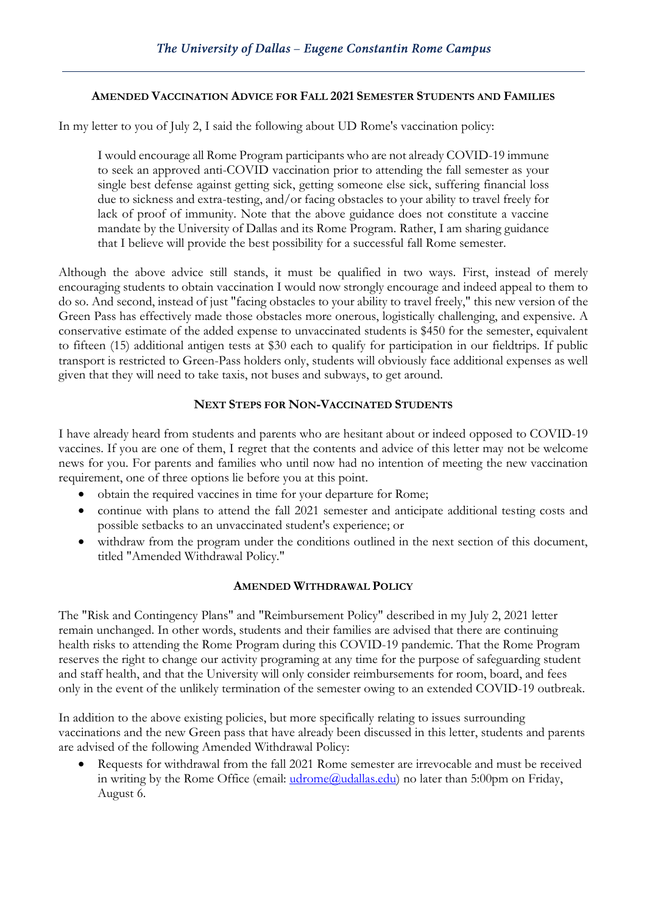## AMENDED VACCINATION ADVICE FOR FALL 2021 SEMESTER STUDENTS AND FAMILIES

In my letter to you of July 2, I said the following about UD Rome's vaccination policy:

> I would encourage all Rome Program participants who are not already COVID-19 immune to seek an approved anti-COVID vaccination prior to attending the fall semester as your single best defense against getting sick, getting someone else sick, suffering financial loss due to sickness and extra-testing, and/or facing obstacles to your ability to travel freely for lack of proof of immunity. Note that the above guidance does not constitute a vaccine mandate by the University of Dallas and its Rome Program. Rather, I am sharing guidance that I believe will provide the best possibility for a successful fall Rome semester.

Although the above advice still stands, it must be qualified in two ways. First, instead of merely encouraging students to obtain vaccination I would now strongly encourage and indeed appeal to them to do so. And second, instead of just "facing obstacles to your ability to travel freely," this new version of the Green Pass has effectively made those obstacles more onerous, logistically challenging, and expensive. A conservative estimate of the added expense to unvaccinated students is $450 for the semester, equivalent to fifteen (15) additional antigen tests at $30 each to qualify for participation in our fieldtrips. If public transport is restricted to Green-Pass holders only, students will obviously face additional expenses as well given that they will need to take taxis, not buses and subways, to get around.

## NEXT STEPS FOR NON-VACCINATED STUDENTS

I have already heard from students and parents who are hesitant about or indeed opposed to COVID-19 vaccines. If you are one of them, I regret that the contents and advice of this letter may not be welcome news for you. For parents and families who until now had no intention of meeting the new vaccination requirement, one of three options lie before you at this point.

- obtain the required vaccines in time for your departure for Rome;
- continue with plans to attend the fall 2021 semester and anticipate additional testing costs and possible setbacks to an unvaccinated student's experience; or
- withdraw from the program under the conditions outlined in the next section of this document, titled "Amended Withdrawal Policy."

## AMENDED WITHDRAWAL POLICY

The "Risk and Contingency Plans" and "Reimbursement Policy" described in my July 2, 2021 letter remain unchanged. In other words, students and their families are advised that there are continuing health risks to attending the Rome Program during this COVID-19 pandemic. That the Rome Program reserves the right to change our activity programing at any time for the purpose of safeguarding student and staff health, and that the University will only consider reimbursements for room, board, and fees only in the event of the unlikely termination of the semester owing to an extended COVID-19 outbreak.

In addition to the above existing policies, but more specifically relating to issues surrounding vaccinations and the new Green pass that have already been discussed in this letter, students and parents are advised of the following Amended Withdrawal Policy:

- Requests for withdrawal from the fall 2021 Rome semester are irrevocable and must be received in writing by the Rome Office (email: udrome@udallas.edu) no later than 5:00pm on Friday, August 6.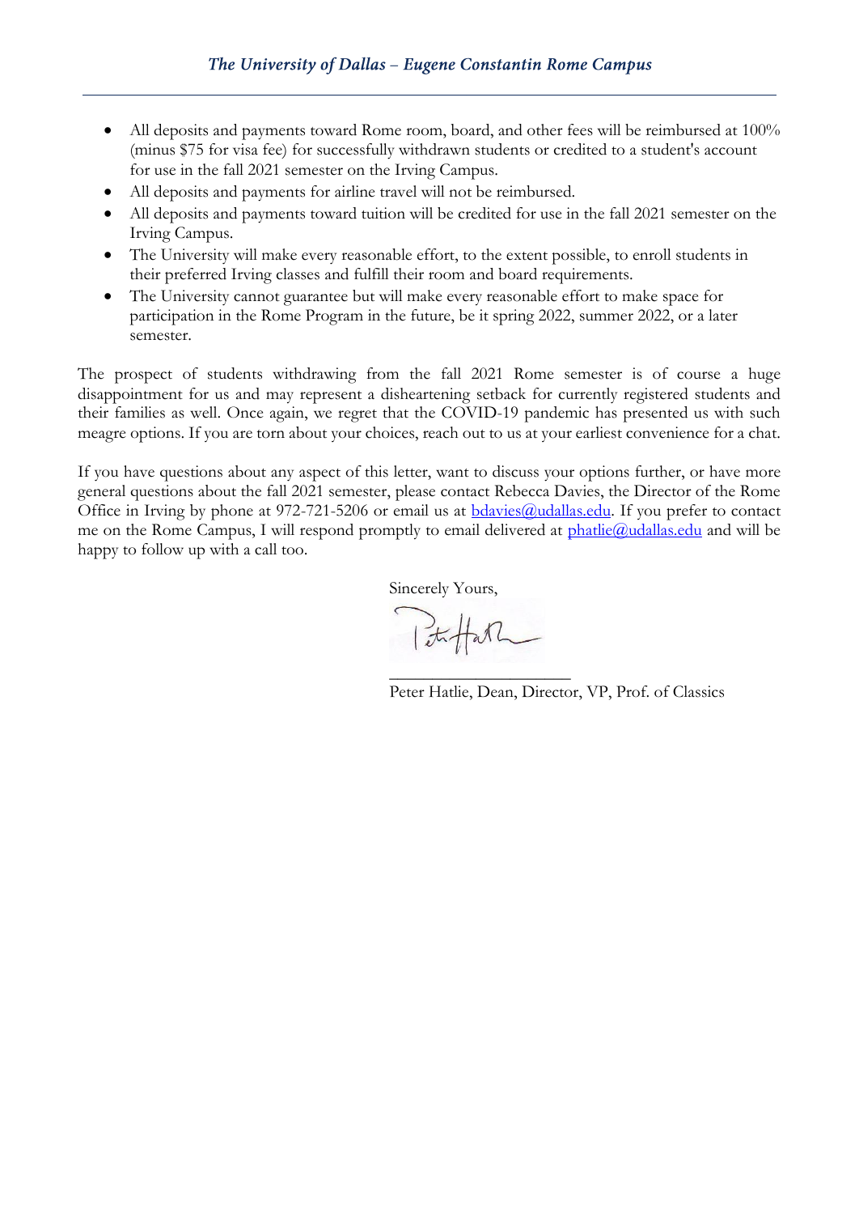- All deposits and payments toward Rome room, board, and other fees will be reimbursed at 100% (minus $75 for visa fee) for successfully withdrawn students or credited to a student's account for use in the fall 2021 semester on the Irving Campus.
- All deposits and payments for airline travel will not be reimbursed.
- All deposits and payments toward tuition will be credited for use in the fall 2021 semester on the Irving Campus.
- The University will make every reasonable effort, to the extent possible, to enroll students in their preferred Irving classes and fulfill their room and board requirements.
- The University cannot guarantee but will make every reasonable effort to make space for participation in the Rome Program in the future, be it spring 2022, summer 2022, or a later semester.

The prospect of students withdrawing from the fall 2021 Rome semester is of course a huge disappointment for us and may represent a disheartening setback for currently registered students and their families as well. Once again, we regret that the COVID-19 pandemic has presented us with such meagre options. If you are torn about your choices, reach out to us at your earliest convenience for a chat.

If you have questions about any aspect of this letter, want to discuss your options further, or have more general questions about the fall 2021 semester, please contact Rebecca Davies, the Director of the Rome Office in Irving by phone at 972-721-5206 or email us at [bdavies@udallas.edu](mailto:bdavies@udallas.edu). If you prefer to contact me on the Rome Campus, I will respond promptly to email delivered at [phatlie@udallas.edu](mailto:phatlie@udallas.edu) and will be happy to follow up with a call too.

Sincerely Yours,

\_\_\_\_\_\_\_\_\_\_\_\_\_\_\_\_\_\_\_\_\_\_

Peter Hatlie, Dean, Director, VP, Prof. of Classics